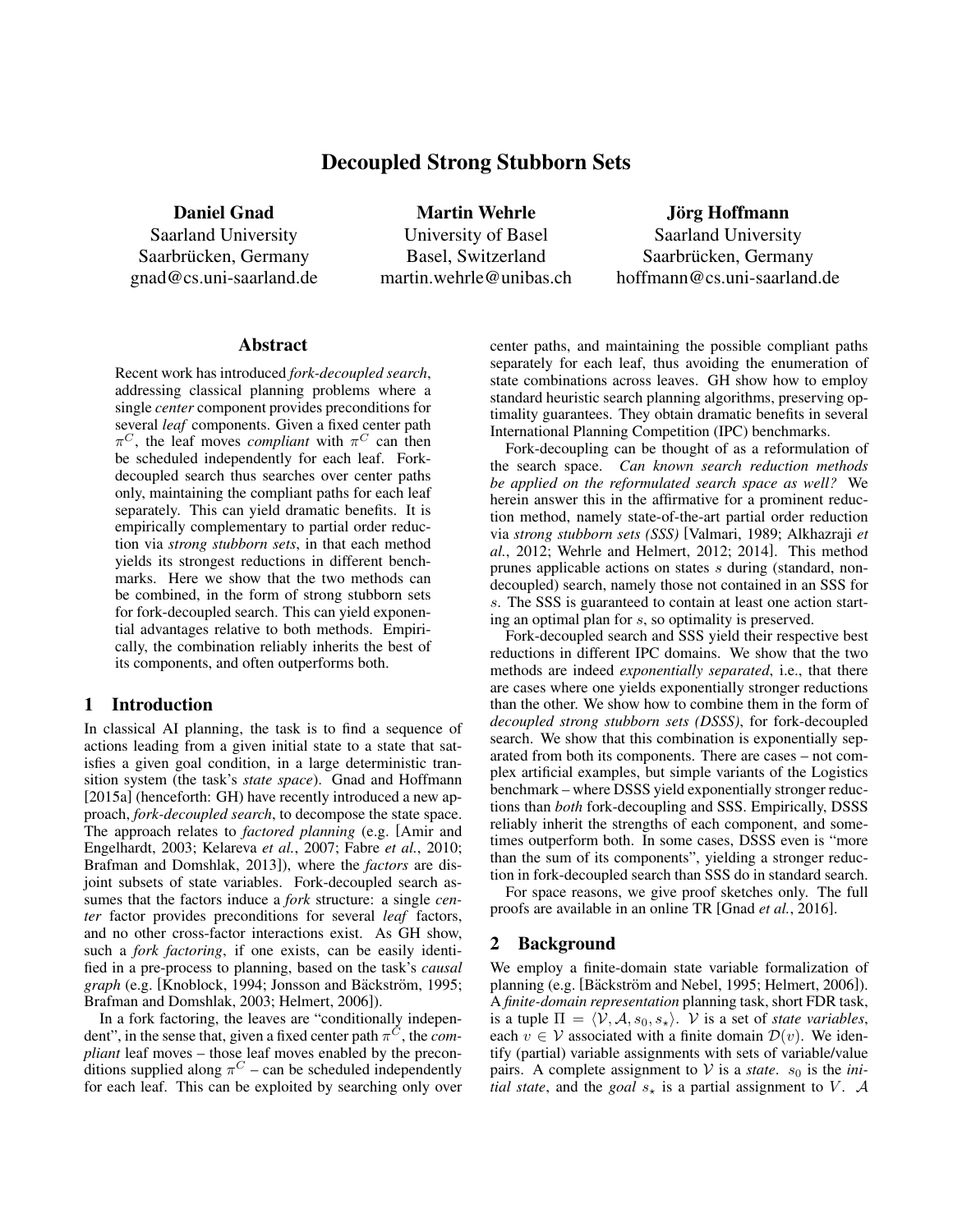# Decoupled Strong Stubborn Sets

**Daniel Gnad**
Saarland University
Saarbrücken, Germany
gnad@cs.uni-saarland.de

**Martin Wehrle**
University of Basel
Basel, Switzerland
martin.wehrle@unibas.ch

**Jörg Hoffmann**
Saarland University
Saarbrücken, Germany
hoffmann@cs.uni-saarland.de

## Abstract

Recent work has introduced *fork-decoupled search*, addressing classical planning problems where a single *center* component provides preconditions for several *leaf* components. Given a fixed center path $\pi^C$, the leaf moves *compliant* with $\pi^C$ can then be scheduled independently for each leaf. Fork-decoupled search thus searches over center paths only, maintaining the compliant paths for each leaf separately. This can yield dramatic benefits. It is empirically complementary to partial order reduction via *strong stubborn sets*, in that each method yields its strongest reductions in different benchmarks. Here we show that the two methods can be combined, in the form of strong stubborn sets for fork-decoupled search. This can yield exponential advantages relative to both methods. Empirically, the combination reliably inherits the best of its components, and often outperforms both.

## 1 Introduction

In classical AI planning, the task is to find a sequence of actions leading from a given initial state to a state that satisfies a given goal condition, in a large deterministic transition system (the task's *state space*). Gnad and Hoffmann [2015a] (henceforth: GH) have recently introduced a new approach, *fork-decoupled search*, to decompose the state space. The approach relates to *factored planning* (e.g. [Amir and Engelhardt, 2003; Kelareva *et al.*, 2007; Fabre *et al.*, 2010; Brafman and Domshlak, 2013]), where the *factors* are disjoint subsets of state variables. Fork-decoupled search assumes that the factors induce a *fork* structure: a single *center* factor provides preconditions for several *leaf* factors, and no other cross-factor interactions exist. As GH show, such a *fork factoring*, if one exists, can be easily identified in a pre-process to planning, based on the task's *causal graph* (e.g. [Knoblock, 1994; Jonsson and Bäckström, 1995; Brafman and Domshlak, 2003; Helmert, 2006]).

In a fork factoring, the leaves are "conditionally independent", in the sense that, given a fixed center path $\pi^C$, the *compliant* leaf moves – those leaf moves enabled by the preconditions supplied along $\pi^C$ – can be scheduled independently for each leaf. This can be exploited by searching only over center paths, and maintaining the possible compliant paths separately for each leaf, thus avoiding the enumeration of state combinations across leaves. GH show how to employ standard heuristic search planning algorithms, preserving optimality guarantees. They obtain dramatic benefits in several International Planning Competition (IPC) benchmarks.

Fork-decoupling can be thought of as a reformulation of the search space. *Can known search reduction methods be applied on the reformulated search space as well?* We herein answer this in the affirmative for a prominent reduction method, namely state-of-the-art partial order reduction via *strong stubborn sets (SSS)* [Valmari, 1989; Alkhazraji *et al.*, 2012; Wehrle and Helmert, 2012; 2014]. This method prunes applicable actions on states $s$ during (standard, non-decoupled) search, namely those not contained in an SSS for $s$. The SSS is guaranteed to contain at least one action starting an optimal plan for $s$, so optimality is preserved.

Fork-decoupled search and SSS yield their respective best reductions in different IPC domains. We show that the two methods are indeed *exponentially separated*, i.e., that there are cases where one yields exponentially stronger reductions than the other. We show how to combine them in the form of *decoupled strong stubborn sets (DSSS)*, for fork-decoupled search. We show that this combination is exponentially separated from both its components. There are cases – not complex artificial examples, but simple variants of the Logistics benchmark – where DSSS yield exponentially stronger reductions than *both* fork-decoupling and SSS. Empirically, DSSS reliably inherit the strengths of each component, and sometimes outperform both. In some cases, DSSS even is "more than the sum of its components", yielding a stronger reduction in fork-decoupled search than SSS do in standard search.

For space reasons, we give proof sketches only. The full proofs are available in an online TR [Gnad *et al.*, 2016].

## 2 Background

We employ a finite-domain state variable formalization of planning (e.g. [Bäckström and Nebel, 1995; Helmert, 2006]). A *finite-domain representation* planning task, short FDR task, is a tuple $\Pi = \langle \mathcal{V}, \mathcal{A}, s_0, s_\star \rangle$. $\mathcal{V}$ is a set of *state variables*, each $v \in \mathcal{V}$ associated with a finite domain $\mathcal{D}(v)$. We identify (partial) variable assignments with sets of variable/value pairs. A complete assignment to $\mathcal{V}$ is a *state*. $s_0$ is the *initial state*, and the *goal* $s_\star$ is a partial assignment to $V$. $\mathcal{A}$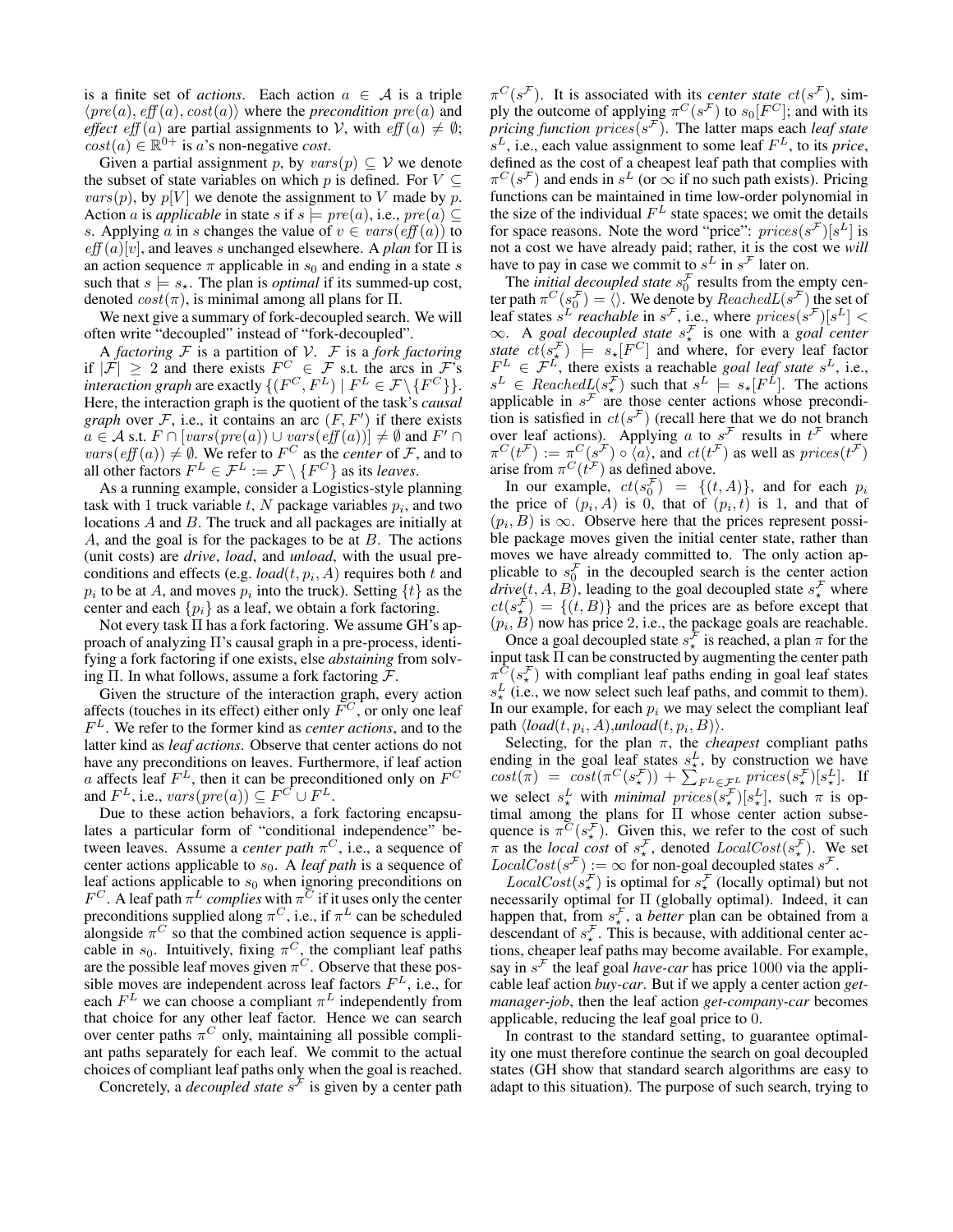is a finite set of *actions*. Each action $a \in \mathcal{A}$ is a triple $\langle pre(a), \mathit{eff}(a), cost(a)\rangle$ where the *precondition* $pre(a)$ and *effect* $\mathit{eff}(a)$ are partial assignments to $\mathcal{V}$, with $\mathit{eff}(a) \neq \emptyset$; $cost(a) \in \mathbb{R}^{0+}$ is $a$'s non-negative *cost*.

Given a partial assignment $p$, by $vars(p) \subseteq \mathcal{V}$ we denote the subset of state variables on which $p$ is defined. For $V \subseteq vars(p)$, by $p[V]$ we denote the assignment to $V$ made by $p$. Action $a$ is *applicable* in state $s$ if $s \models pre(a)$, i.e., $pre(a) \subseteq s$. Applying $a$ in $s$ changes the value of $v \in vars(\mathit{eff}(a))$ to $\mathit{eff}(a)[v]$, and leaves $s$ unchanged elsewhere. A *plan* for $\Pi$ is an action sequence $\pi$ applicable in $s_0$ and ending in a state $s$ such that $s \models s_\star$. The plan is *optimal* if its summed-up cost, denoted $cost(\pi)$, is minimal among all plans for $\Pi$.

We next give a summary of fork-decoupled search. We will often write "decoupled" instead of "fork-decoupled".

A *factoring* $\mathcal{F}$ is a partition of $\mathcal{V}$. $\mathcal{F}$ is a *fork factoring* if $|\mathcal{F}| \geq 2$ and there exists $F^C \in \mathcal{F}$ s.t. the arcs in $\mathcal{F}$'s *interaction graph* are exactly $\{(F^C, F^L) \mid F^L \in \mathcal{F} \setminus \{F^C\}\}$. Here, the interaction graph is the quotient of the task's *causal graph* over $\mathcal{F}$, i.e., it contains an arc $(F, F')$ if there exists $a \in \mathcal{A}$ s.t. $F \cap [vars(pre(a)) \cup vars(\mathit{eff}(a))] \neq \emptyset$ and $F' \cap vars(\mathit{eff}(a)) \neq \emptyset$. We refer to $F^C$ as the *center* of $\mathcal{F}$, and to all other factors $F^L \in \mathcal{F}^L := \mathcal{F} \setminus \{F^C\}$ as its *leaves*.

As a running example, consider a Logistics-style planning task with 1 truck variable $t$, $N$ package variables $p_i$, and two locations $A$ and $B$. The truck and all packages are initially at $A$, and the goal is for the packages to be at $B$. The actions (unit costs) are *drive*, *load*, and *unload*, with the usual preconditions and effects (e.g. $load(t, p_i, A)$ requires both $t$ and $p_i$ to be at $A$, and moves $p_i$ into the truck). Setting $\{t\}$ as the center and each $\{p_i\}$ as a leaf, we obtain a fork factoring.

Not every task $\Pi$ has a fork factoring. We assume GH's approach of analyzing $\Pi$'s causal graph in a pre-process, identifying a fork factoring if one exists, else *abstaining* from solving $\Pi$. In what follows, assume a fork factoring $\mathcal{F}$.

Given the structure of the interaction graph, every action affects (touches in its effect) either only $F^C$, or only one leaf $F^L$. We refer to the former kind as *center actions*, and to the latter kind as *leaf actions*. Observe that center actions do not have any preconditions on leaves. Furthermore, if leaf action $a$ affects leaf $F^L$, then it can be preconditioned only on $F^C$ and $F^L$, i.e., $vars(pre(a)) \subseteq F^C \cup F^L$.

Due to these action behaviors, a fork factoring encapsulates a particular form of "conditional independence" between leaves. Assume a *center path* $\pi^C$, i.e., a sequence of center actions applicable to $s_0$. A *leaf path* is a sequence of leaf actions applicable to $s_0$ when ignoring preconditions on $F^C$. A leaf path $\pi^L$ *complies* with $\pi^C$ if it uses only the center preconditions supplied along $\pi^C$, i.e., if $\pi^L$ can be scheduled alongside $\pi^C$ so that the combined action sequence is applicable in $s_0$. Intuitively, fixing $\pi^C$, the compliant leaf paths are the possible leaf moves given $\pi^C$. Observe that these possible moves are independent across leaf factors $F^L$, i.e., for each $F^L$ we can choose a compliant $\pi^L$ independently from that choice for any other leaf factor. Hence we can search over center paths $\pi^C$ only, maintaining all possible compliant paths separately for each leaf. We commit to the actual choices of compliant leaf paths only when the goal is reached.

Concretely, a *decoupled state* $s^{\mathcal{F}}$ is given by a center path $\pi^C(s^{\mathcal{F}})$. It is associated with its *center state* $ct(s^{\mathcal{F}})$, simply the outcome of applying $\pi^C(s^{\mathcal{F}})$ to $s_0[F^C]$; and with its *pricing function* $prices(s^{\mathcal{F}})$. The latter maps each *leaf state* $s^L$, i.e., each value assignment to some leaf $F^L$, to its *price*, defined as the cost of a cheapest leaf path that complies with $\pi^C(s^{\mathcal{F}})$ and ends in $s^L$ (or $\infty$ if no such path exists). Pricing functions can be maintained in time low-order polynomial in the size of the individual $F^L$ state spaces; we omit the details for space reasons. Note the word "price": $prices(s^{\mathcal{F}})[s^L]$ is not a cost we have already paid; rather, it is the cost we *will* have to pay in case we commit to $s^L$ in $s^{\mathcal{F}}$ later on.

The *initial decoupled state* $s_0^{\mathcal{F}}$ results from the empty center path $\pi^C(s_0^{\mathcal{F}}) = \langle\rangle$. We denote by $ReachedL(s^{\mathcal{F}})$ the set of leaf states $s^L$ *reachable* in $s^{\mathcal{F}}$, i.e., where $prices(s^{\mathcal{F}})[s^L] < \infty$. A *goal decoupled state* $s_\star^{\mathcal{F}}$ is one with a *goal center state* $ct(s_\star^{\mathcal{F}}) \models s_\star[F^C]$ and where, for every leaf factor $F^L \in \mathcal{F}^L$, there exists a reachable *goal leaf state* $s^L$, i.e., $s^L \in ReachedL(s_\star^{\mathcal{F}})$ such that $s^L \models s_\star[F^L]$. The actions applicable in $s^{\mathcal{F}}$ are those center actions whose precondition is satisfied in $ct(s^{\mathcal{F}})$ (recall here that we do not branch over leaf actions). Applying $a$ to $s^{\mathcal{F}}$ results in $t^{\mathcal{F}}$ where $\pi^C(t^{\mathcal{F}}) := \pi^C(s^{\mathcal{F}}) \circ \langle a\rangle$, and $ct(t^{\mathcal{F}})$ as well as $prices(t^{\mathcal{F}})$ arise from $\pi^C(t^{\mathcal{F}})$ as defined above.

In our example, $ct(s_0^{\mathcal{F}}) = \{(t, A)\}$, and for each $p_i$ the price of $(p_i, A)$ is 0, that of $(p_i, t)$ is 1, and that of $(p_i, B)$ is $\infty$. Observe here that the prices represent possible package moves given the initial center state, rather than moves we have already committed to. The only action applicable to $s_0^{\mathcal{F}}$ in the decoupled search is the center action $drive(t, A, B)$, leading to the goal decoupled state $s_\star^{\mathcal{F}}$ where $ct(s_\star^{\mathcal{F}}) = \{(t, B)\}$ and the prices are as before except that $(p_i, B)$ now has price 2, i.e., the package goals are reachable.

Once a goal decoupled state $s_\star^{\mathcal{F}}$ is reached, a plan $\pi$ for the input task $\Pi$ can be constructed by augmenting the center path $\pi^C(s_\star^{\mathcal{F}})$ with compliant leaf paths ending in goal leaf states $s_\star^L$ (i.e., we now select such leaf paths, and commit to them). In our example, for each $p_i$ we may select the compliant leaf path $\langle load(t, p_i, A), unload(t, p_i, B)\rangle$.

Selecting, for the plan $\pi$, the *cheapest* compliant paths ending in the goal leaf states $s_\star^L$, by construction we have $cost(\pi) = cost(\pi^C(s_\star^{\mathcal{F}})) + \sum_{F^L \in \mathcal{F}^L} prices(s_\star^{\mathcal{F}})[s_\star^L]$. If we select $s_\star^L$ with *minimal* $prices(s_\star^{\mathcal{F}})[s_\star^L]$, such $\pi$ is optimal among the plans for $\Pi$ whose center action subsequence is $\pi^C(s_\star^{\mathcal{F}})$. Given this, we refer to the cost of such $\pi$ as the *local cost* of $s_\star^{\mathcal{F}}$, denoted $LocalCost(s_\star^{\mathcal{F}})$. We set $LocalCost(s^{\mathcal{F}}) := \infty$ for non-goal decoupled states $s^{\mathcal{F}}$.

$LocalCost(s_\star^{\mathcal{F}})$ is optimal for $s_\star^{\mathcal{F}}$ (locally optimal) but not necessarily optimal for $\Pi$ (globally optimal). Indeed, it can happen that, from $s_\star^{\mathcal{F}}$, a *better* plan can be obtained from a descendant of $s_\star^{\mathcal{F}}$. This is because, with additional center actions, cheaper leaf paths may become available. For example, say in $s^{\mathcal{F}}$ the leaf goal *have-car* has price 1000 via the applicable leaf action *buy-car*. But if we apply a center action *get-manager-job*, then the leaf action *get-company-car* becomes applicable, reducing the leaf goal price to 0.

In contrast to the standard setting, to guarantee optimality one must therefore continue the search on goal decoupled states (GH show that standard search algorithms are easy to adapt to this situation). The purpose of such search, trying to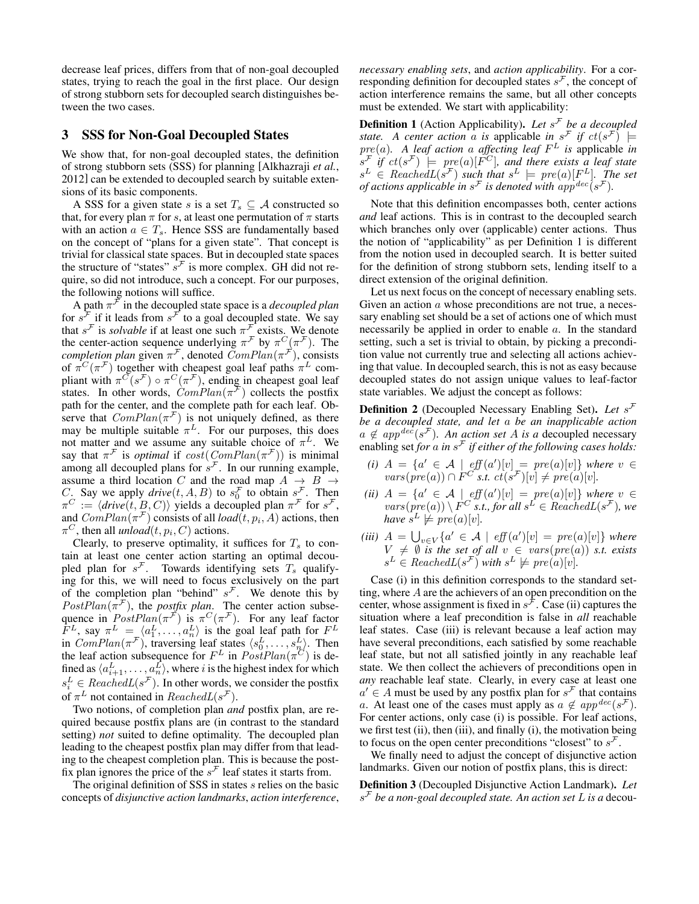decrease leaf prices, differs from that of non-goal decoupled states, trying to reach the goal in the first place. Our design of strong stubborn sets for decoupled search distinguishes between the two cases.

## 3 SSS for Non-Goal Decoupled States

We show that, for non-goal decoupled states, the definition of strong stubborn sets (SSS) for planning [Alkhazraji *et al.*, 2012] can be extended to decoupled search by suitable extensions of its basic components.

A SSS for a given state $s$ is a set $T_s \subseteq \mathcal{A}$ constructed so that, for every plan $\pi$ for $s$, at least one permutation of $\pi$ starts with an action $a \in T_s$. Hence SSS are fundamentally based on the concept of "plans for a given state". That concept is trivial for classical state spaces. But in decoupled state spaces the structure of "states" $s^{\mathcal{F}}$ is more complex. GH did not require, so did not introduce, such a concept. For our purposes, the following notions will suffice.

A path $\pi^{\mathcal{F}}$ in the decoupled state space is a *decoupled plan* for $s^{\mathcal{F}}$ if it leads from $s^{\mathcal{F}}$ to a goal decoupled state. We say that $s^{\mathcal{F}}$ is *solvable* if at least one such $\pi^{\mathcal{F}}$ exists. We denote the center-action sequence underlying $\pi^{\mathcal{F}}$ by $\pi^C(\pi^{\mathcal{F}})$. The *completion plan* given $\pi^{\mathcal{F}}$, denoted $ComPlan(\pi^{\mathcal{F}})$, consists of $\pi^C(\pi^{\mathcal{F}})$ together with cheapest goal leaf paths $\pi^L$ compliant with $\pi^C(s^{\mathcal{F}}) \circ \pi^C(\pi^{\mathcal{F}})$, ending in cheapest goal leaf states. In other words, $ComPlan(\pi^{\mathcal{F}})$ collects the postfix path for the center, and the complete path for each leaf. Observe that $ComPlan(\pi^{\mathcal{F}})$ is not uniquely defined, as there may be multiple suitable $\pi^L$. For our purposes, this does not matter and we assume any suitable choice of $\pi^L$. We say that $\pi^{\mathcal{F}}$ is *optimal* if $cost(ComPlan(\pi^{\mathcal{F}}))$ is minimal among all decoupled plans for $s^{\mathcal{F}}$. In our running example, assume a third location $C$ and the road map $A \to B \to C$. Say we apply *drive*$(t, A, B)$ to $s_0^{\mathcal{F}}$ to obtain $s^{\mathcal{F}}$. Then $\pi^C := \langle$*drive*$(t, B, C)\rangle$ yields a decoupled plan $\pi^{\mathcal{F}}$ for $s^{\mathcal{F}}$, and $ComPlan(\pi^{\mathcal{F}})$ consists of all *load*$(t, p_i, A)$ actions, then $\pi^C$, then all *unload*$(t, p_i, C)$ actions.

Clearly, to preserve optimality, it suffices for $T_s$ to contain at least one center action starting an optimal decoupled plan for $s^{\mathcal{F}}$. Towards identifying sets $T_s$ qualifying for this, we will need to focus exclusively on the part of the completion plan "behind" $s^{\mathcal{F}}$. We denote this by $PostPlan(\pi^{\mathcal{F}})$, the *postfix plan*. The center action subsequence in $PostPlan(\pi^{\mathcal{F}})$ is $\pi^C(\pi^{\mathcal{F}})$. For any leaf factor $F^L$, say $\pi^L = \langle a_1^L, \dots, a_n^L \rangle$ is the goal leaf path for $F^L$ in $ComPlan(\pi^{\mathcal{F}})$, traversing leaf states $\langle s_0^L, \dots, s_n^L \rangle$. Then the leaf action subsequence for $F^L$ in $PostPlan(\pi^C)$ is defined as $\langle a_{i+1}^L, \dots, a_n^L \rangle$, where $i$ is the highest index for which $s_i^L \in ReachedL(s^{\mathcal{F}})$. In other words, we consider the postfix of $\pi^L$ not contained in $ReachedL(s^{\mathcal{F}})$.

Two notions, of completion plan *and* postfix plan, are required because postfix plans are (in contrast to the standard setting) *not* suited to define optimality. The decoupled plan leading to the cheapest postfix plan may differ from that leading to the cheapest completion plan. This is because the postfix plan ignores the price of the $s^{\mathcal{F}}$ leaf states it starts from.

The original definition of SSS in states $s$ relies on the basic concepts of *disjunctive action landmarks*, *action interference*, *necessary enabling sets*, and *action applicability*. For a corresponding definition for decoupled states $s^{\mathcal{F}}$, the concept of action interference remains the same, but all other concepts must be extended. We start with applicability:

**Definition 1** (Action Applicability)**.** *Let $s^{\mathcal{F}}$ be a decoupled state. A center action $a$ is* applicable *in $s^{\mathcal{F}}$ if $ct(s^{\mathcal{F}}) \models pre(a)$. A leaf action $a$ affecting leaf $F^L$ is* applicable *in $s^{\mathcal{F}}$ if $ct(s^{\mathcal{F}}) \models pre(a)[F^C]$, and there exists a leaf state $s^L \in ReachedL(s^{\mathcal{F}})$ such that $s^L \models pre(a)[F^L]$. The set of actions applicable in $s^{\mathcal{F}}$ is denoted with $app^{dec}(s^{\mathcal{F}})$.*

Note that this definition encompasses both, center actions *and* leaf actions. This is in contrast to the decoupled search which branches only over (applicable) center actions. Thus the notion of "applicability" as per Definition 1 is different from the notion used in decoupled search. It is better suited for the definition of strong stubborn sets, lending itself to a direct extension of the original definition.

Let us next focus on the concept of necessary enabling sets. Given an action $a$ whose preconditions are not true, a necessary enabling set should be a set of actions one of which must necessarily be applied in order to enable $a$. In the standard setting, such a set is trivial to obtain, by picking a precondition value not currently true and selecting all actions achieving that value. In decoupled search, this is not as easy because decoupled states do not assign unique values to leaf-factor state variables. We adjust the concept as follows:

**Definition 2** (Decoupled Necessary Enabling Set)**.** *Let $s^{\mathcal{F}}$ be a decoupled state, and let $a$ be an inapplicable action $a \notin app^{dec}(s^{\mathcal{F}})$. An action set $A$ is a* decoupled necessary enabling set *for $a$ in $s^{\mathcal{F}}$ if either of the following cases holds:*

*(i) $A = \{a' \in \mathcal{A} \mid eff(a')[v] = pre(a)[v]\}$ where $v \in vars(pre(a)) \cap F^C$ s.t. $ct(s^{\mathcal{F}})[v] \neq pre(a)[v]$.*

*(ii) $A = \{a' \in \mathcal{A} \mid eff(a')[v] = pre(a)[v]\}$ where $v \in vars(pre(a)) \setminus F^C$ s.t., for all $s^L \in ReachedL(s^{\mathcal{F}})$, we have $s^L \not\models pre(a)[v]$.*

*(iii) $A = \bigcup_{v \in V} \{a' \in \mathcal{A} \mid eff(a')[v] = pre(a)[v]\}$ where $V \neq \emptyset$ is the set of all $v \in vars(pre(a))$ s.t. exists $s^L \in ReachedL(s^{\mathcal{F}})$ with $s^L \not\models pre(a)[v]$.*

Case (i) in this definition corresponds to the standard setting, where $A$ are the achievers of an open precondition on the center, whose assignment is fixed in $s^{\mathcal{F}}$. Case (ii) captures the situation where a leaf precondition is false in *all* reachable leaf states. Case (iii) is relevant because a leaf action may have several preconditions, each satisfied by some reachable leaf state, but not all satisfied jointly in any reachable leaf state. We then collect the achievers of preconditions open in *any* reachable leaf state. Clearly, in every case at least one $a' \in A$ must be used by any postfix plan for $s^{\mathcal{F}}$ that contains $a$. At least one of the cases must apply as $a \notin app^{dec}(s^{\mathcal{F}})$. For center actions, only case (i) is possible. For leaf actions, we first test (ii), then (iii), and finally (i), the motivation being to focus on the open center preconditions "closest" to $s^{\mathcal{F}}$.

We finally need to adjust the concept of disjunctive action landmarks. Given our notion of postfix plans, this is direct:

**Definition 3** (Decoupled Disjunctive Action Landmark)**.** *Let $s^{\mathcal{F}}$ be a non-goal decoupled state. An action set $L$ is a* decou-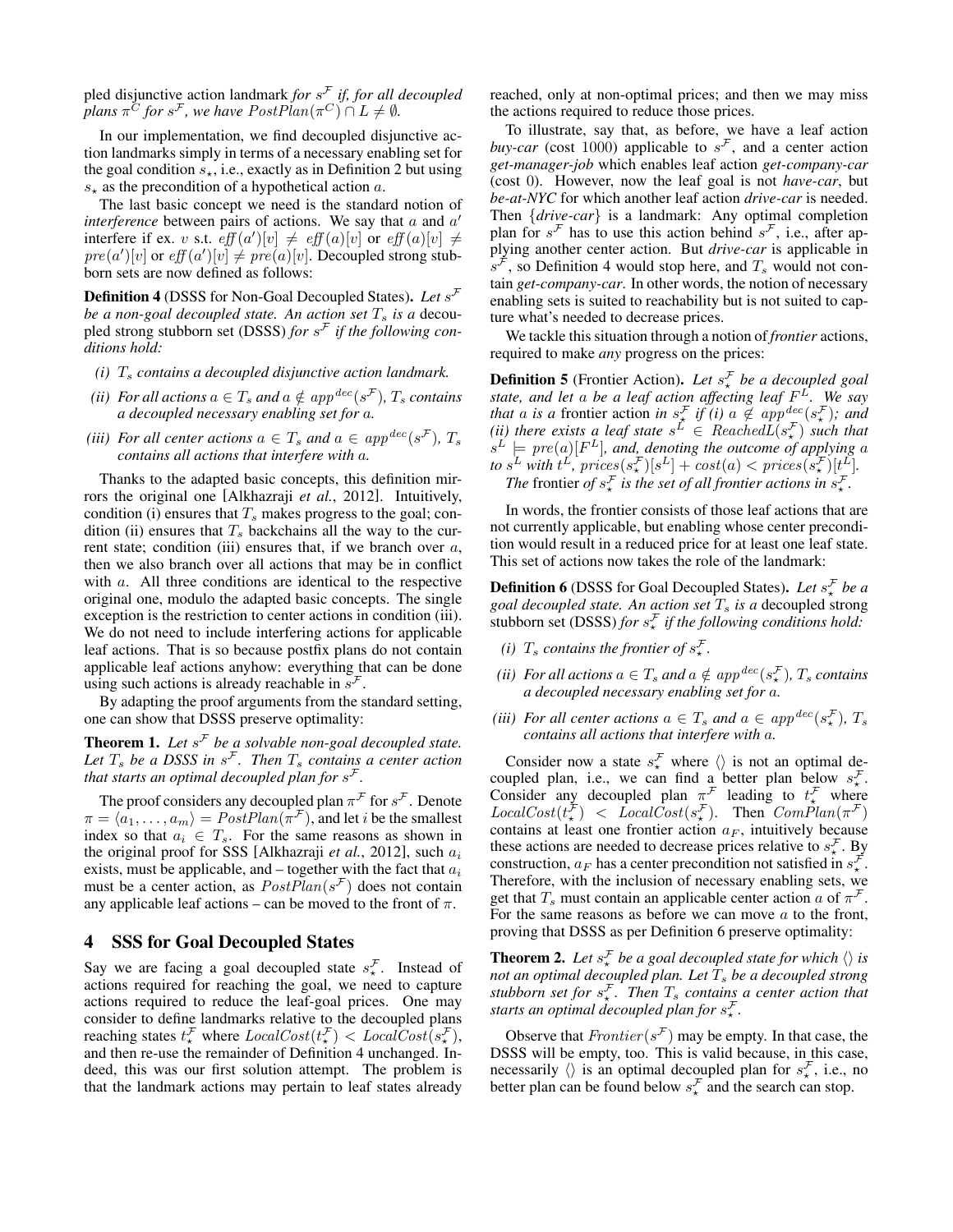pled disjunctive action landmark *for* $s^{\mathcal{F}}$ *if, for all decoupled plans* $\pi^{\mathcal{C}}$ *for* $s^{\mathcal{F}}$*, we have* $PostPlan(\pi^{\mathcal{C}}) \cap L \neq \emptyset$*.*

In our implementation, we find decoupled disjunctive action landmarks simply in terms of a necessary enabling set for the goal condition $s_\star$, i.e., exactly as in Definition 2 but using $s_\star$ as the precondition of a hypothetical action $a$.

The last basic concept we need is the standard notion of *interference* between pairs of actions. We say that $a$ and $a'$ interfere if ex. $v$ s.t. $\mathit{eff}(a')[v] \neq \mathit{eff}(a)[v]$ or $\mathit{eff}(a)[v] \neq pre(a')[v]$ or $\mathit{eff}(a')[v] \neq pre(a)[v]$. Decoupled strong stubborn sets are now defined as follows:

**Definition 4** (DSSS for Non-Goal Decoupled States)**.** *Let* $s^{\mathcal{F}}$ *be a non-goal decoupled state. An action set* $T_s$ *is a* decoupled strong stubborn set (DSSS) *for* $s^{\mathcal{F}}$ *if the following conditions hold:*

- *(i)* $T_s$ *contains a decoupled disjunctive action landmark.*
- *(ii) For all actions* $a \in T_s$ *and* $a \notin app^{dec}(s^{\mathcal{F}})$*,* $T_s$ *contains a decoupled necessary enabling set for* $a$*.*
- *(iii) For all center actions* $a \in T_s$ *and* $a \in app^{dec}(s^{\mathcal{F}})$*,* $T_s$ *contains all actions that interfere with* $a$*.*

Thanks to the adapted basic concepts, this definition mirrors the original one [Alkhazraji *et al.*, 2012]. Intuitively, condition (i) ensures that $T_s$ makes progress to the goal; condition (ii) ensures that $T_s$ backchains all the way to the current state; condition (iii) ensures that, if we branch over $a$, then we also branch over all actions that may be in conflict with $a$. All three conditions are identical to the respective original one, modulo the adapted basic concepts. The single exception is the restriction to center actions in condition (iii). We do not need to include interfering actions for applicable leaf actions. That is so because postfix plans do not contain applicable leaf actions anyhow: everything that can be done using such actions is already reachable in $s^{\mathcal{F}}$.

By adapting the proof arguments from the standard setting, one can show that DSSS preserve optimality:

**Theorem 1.** *Let* $s^{\mathcal{F}}$ *be a solvable non-goal decoupled state. Let* $T_s$ *be a DSSS in* $s^{\mathcal{F}}$*. Then* $T_s$ *contains a center action that starts an optimal decoupled plan for* $s^{\mathcal{F}}$*.*

The proof considers any decoupled plan $\pi^{\mathcal{F}}$ for $s^{\mathcal{F}}$. Denote $\pi = \langle a_1, \ldots, a_m \rangle = PostPlan(\pi^{\mathcal{F}})$, and let $i$ be the smallest index so that $a_i \in T_s$. For the same reasons as shown in the original proof for SSS [Alkhazraji *et al.*, 2012], such $a_i$ exists, must be applicable, and – together with the fact that $a_i$ must be a center action, as $PostPlan(s^{\mathcal{F}})$ does not contain any applicable leaf actions – can be moved to the front of $\pi$.

## 4 SSS for Goal Decoupled States

Say we are facing a goal decoupled state $s^{\mathcal{F}}_\star$. Instead of actions required for reaching the goal, we need to capture actions required to reduce the leaf-goal prices. One may consider to define landmarks relative to the decoupled plans reaching states $t^{\mathcal{F}}_\star$ where $LocalCost(t^{\mathcal{F}}_\star) < LocalCost(s^{\mathcal{F}}_\star)$, and then re-use the remainder of Definition 4 unchanged. Indeed, this was our first solution attempt. The problem is that the landmark actions may pertain to leaf states already reached, only at non-optimal prices; and then we may miss the actions required to reduce those prices.

To illustrate, say that, as before, we have a leaf action *buy-car* (cost 1000) applicable to $s^{\mathcal{F}}$, and a center action *get-manager-job* which enables leaf action *get-company-car* (cost 0). However, now the leaf goal is not *have-car*, but *be-at-NYC* for which another leaf action *drive-car* is needed. Then {*drive-car*} is a landmark: Any optimal completion plan for $s^{\mathcal{F}}$ has to use this action behind $s^{\mathcal{F}}$, i.e., after applying another center action. But *drive-car* is applicable in $s^{\mathcal{F}}$, so Definition 4 would stop here, and $T_s$ would not contain *get-company-car*. In other words, the notion of necessary enabling sets is suited to reachability but is not suited to capture what's needed to decrease prices.

We tackle this situation through a notion of *frontier* actions, required to make *any* progress on the prices:

**Definition 5** (Frontier Action)**.** *Let* $s^{\mathcal{F}}_\star$ *be a decoupled goal state, and let* $a$ *be a leaf action affecting leaf* $F^L$*. We say that* $a$ *is a* frontier action *in* $s^{\mathcal{F}}_\star$ *if (i)* $a \notin app^{dec}(s^{\mathcal{F}}_\star)$*; and (ii) there exists a leaf state* $s^L \in ReachedL(s^{\mathcal{F}}_\star)$ *such that* $s^L \models pre(a)[F^L]$*, and, denoting the outcome of applying* $a$ *to* $s^L$ *with* $t^L$*,* $prices(s^{\mathcal{F}}_\star)[s^L] + cost(a) < prices(s^{\mathcal{F}}_\star)[t^L]$*.*

*The* frontier *of* $s^{\mathcal{F}}_\star$ *is the set of all frontier actions in* $s^{\mathcal{F}}_\star$*.*

In words, the frontier consists of those leaf actions that are not currently applicable, but enabling whose center precondition would result in a reduced price for at least one leaf state. This set of actions now takes the role of the landmark:

**Definition 6** (DSSS for Goal Decoupled States)**.** *Let* $s^{\mathcal{F}}_\star$ *be a goal decoupled state. An action set* $T_s$ *is a* decoupled strong stubborn set (DSSS) *for* $s^{\mathcal{F}}_\star$ *if the following conditions hold:*

- *(i)* $T_s$ *contains the frontier of* $s^{\mathcal{F}}_\star$*.*
- *(ii) For all actions* $a \in T_s$ *and* $a \notin app^{dec}(s^{\mathcal{F}}_\star)$*,* $T_s$ *contains a decoupled necessary enabling set for* $a$*.*
- *(iii) For all center actions* $a \in T_s$ *and* $a \in app^{dec}(s^{\mathcal{F}}_\star)$*,* $T_s$ *contains all actions that interfere with* $a$*.*

Consider now a state $s^{\mathcal{F}}_\star$ where $\langle\rangle$ is not an optimal decoupled plan, i.e., we can find a better plan below $s^{\mathcal{F}}_\star$. Consider any decoupled plan $\pi^{\mathcal{F}}$ leading to $t^{\mathcal{F}}_\star$ where $LocalCost(t^{\mathcal{F}}_\star) < LocalCost(s^{\mathcal{F}}_\star)$. Then $ComPlan(\pi^{\mathcal{F}})$ contains at least one frontier action $a_F$, intuitively because these actions are needed to decrease prices relative to $s^{\mathcal{F}}_\star$. By construction, $a_F$ has a center precondition not satisfied in $s^{\mathcal{F}}_\star$. Therefore, with the inclusion of necessary enabling sets, we get that $T_s$ must contain an applicable center action $a$ of $\pi^{\mathcal{F}}$. For the same reasons as before we can move $a$ to the front, proving that DSSS as per Definition 6 preserve optimality:

**Theorem 2.** *Let* $s^{\mathcal{F}}_\star$ *be a goal decoupled state for which* $\langle\rangle$ *is not an optimal decoupled plan. Let* $T_s$ *be a decoupled strong stubborn set for* $s^{\mathcal{F}}_\star$*. Then* $T_s$ *contains a center action that starts an optimal decoupled plan for* $s^{\mathcal{F}}_\star$*.*

Observe that $Frontier(s^{\mathcal{F}})$ may be empty. In that case, the DSSS will be empty, too. This is valid because, in this case, necessarily $\langle\rangle$ is an optimal decoupled plan for $s^{\mathcal{F}}_\star$, i.e., no better plan can be found below $s^{\mathcal{F}}_\star$ and the search can stop.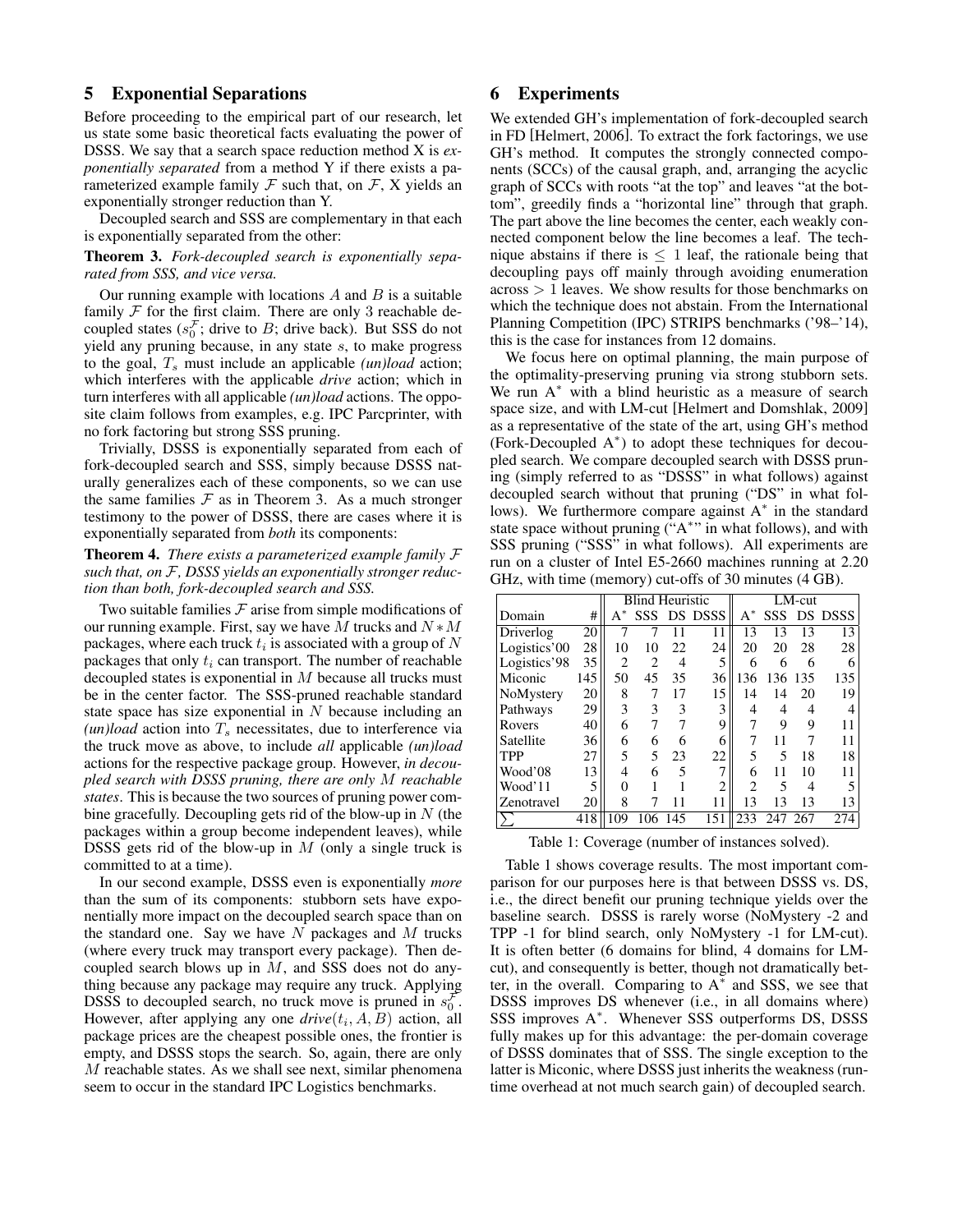## 5 Exponential Separations

Before proceeding to the empirical part of our research, let us state some basic theoretical facts evaluating the power of DSSS. We say that a search space reduction method X is *exponentially separated* from a method Y if there exists a parameterized example family $\mathcal{F}$ such that, on $\mathcal{F}$, X yields an exponentially stronger reduction than Y.

Decoupled search and SSS are complementary in that each is exponentially separated from the other:

**Theorem 3.** *Fork-decoupled search is exponentially separated from SSS, and vice versa.*

Our running example with locations $A$ and $B$ is a suitable family $\mathcal{F}$ for the first claim. There are only 3 reachable decoupled states ($s_0^{\mathcal{F}}$; drive to $B$; drive back). But SSS do not yield any pruning because, in any state $s$, to make progress to the goal, $T_s$ must include an applicable *(un)load* action; which interferes with the applicable *drive* action; which in turn interferes with all applicable *(un)load* actions. The opposite claim follows from examples, e.g. IPC Parcprinter, with no fork factoring but strong SSS pruning.

Trivially, DSSS is exponentially separated from each of fork-decoupled search and SSS, simply because DSSS naturally generalizes each of these components, so we can use the same families $\mathcal{F}$ as in Theorem 3. As a much stronger testimony to the power of DSSS, there are cases where it is exponentially separated from *both* its components:

**Theorem 4.** *There exists a parameterized example family $\mathcal{F}$ such that, on $\mathcal{F}$, DSSS yields an exponentially stronger reduction than both, fork-decoupled search and SSS.*

Two suitable families $\mathcal{F}$ arise from simple modifications of our running example. First, say we have $M$ trucks and $N * M$ packages, where each truck $t_i$ is associated with a group of $N$ packages that only $t_i$ can transport. The number of reachable decoupled states is exponential in $M$ because all trucks must be in the center factor. The SSS-pruned reachable standard state space has size exponential in $N$ because including an *(un)load* action into $T_s$ necessitates, due to interference via the truck move as above, to include *all* applicable *(un)load* actions for the respective package group. However, *in decoupled search with DSSS pruning, there are only $M$ reachable states*. This is because the two sources of pruning power combine gracefully. Decoupling gets rid of the blow-up in $N$ (the packages within a group become independent leaves), while DSSS gets rid of the blow-up in $M$ (only a single truck is committed to at a time).

In our second example, DSSS even is exponentially *more* than the sum of its components: stubborn sets have exponentially more impact on the decoupled search space than on the standard one. Say we have $N$ packages and $M$ trucks (where every truck may transport every package). Then decoupled search blows up in $M$, and SSS does not do anything because any package may require any truck. Applying DSSS to decoupled search, no truck move is pruned in $s_0^{\mathcal{F}}$. However, after applying any one *drive*$(t_i, A, B)$ action, all package prices are the cheapest possible ones, the frontier is empty, and DSSS stops the search. So, again, there are only $M$ reachable states. As we shall see next, similar phenomena seem to occur in the standard IPC Logistics benchmarks.

## 6 Experiments

We extended GH's implementation of fork-decoupled search in FD [Helmert, 2006]. To extract the fork factorings, we use GH's method. It computes the strongly connected components (SCCs) of the causal graph, and, arranging the acyclic graph of SCCs with roots "at the top" and leaves "at the bottom", greedily finds a "horizontal line" through that graph. The part above the line becomes the center, each weakly connected component below the line becomes a leaf. The technique abstains if there is $\leq 1$ leaf, the rationale being that decoupling pays off mainly through avoiding enumeration across $> 1$ leaves. We show results for those benchmarks on which the technique does not abstain. From the International Planning Competition (IPC) STRIPS benchmarks ('98–'14), this is the case for instances from 12 domains.

We focus here on optimal planning, the main purpose of the optimality-preserving pruning via strong stubborn sets. We run A$^*$ with a blind heuristic as a measure of search space size, and with LM-cut [Helmert and Domshlak, 2009] as a representative of the state of the art, using GH's method (Fork-Decoupled A$^*$) to adopt these techniques for decoupled search. We compare decoupled search with DSSS pruning (simply referred to as "DSSS" in what follows) against decoupled search without that pruning ("DS" in what follows). We furthermore compare against A$^*$ in the standard state space without pruning ("A$^*$" in what follows), and with SSS pruning ("SSS" in what follows). All experiments are run on a cluster of Intel E5-2660 machines running at 2.20 GHz, with time (memory) cut-offs of 30 minutes (4 GB).

| | | Blind Heuristic | | | | LM-cut | | | |
|---|---|---|---|---|---|---|---|---|---|
| Domain | # | A$^*$ | SSS | DS | DSSS | A$^*$ | SSS | DS | DSSS |
| Driverlog | 20 | 7 | 7 | 11 | 11 | 13 | 13 | 13 | 13 |
| Logistics'00 | 28 | 10 | 10 | 22 | 24 | 20 | 20 | 28 | 28 |
| Logistics'98 | 35 | 2 | 2 | 4 | 5 | 6 | 6 | 6 | 6 |
| Miconic | 145 | 50 | 45 | 35 | 36 | 136 | 136 | 135 | 135 |
| NoMystery | 20 | 8 | 7 | 17 | 15 | 14 | 14 | 20 | 19 |
| Pathways | 29 | 3 | 3 | 3 | 3 | 4 | 4 | 4 | 4 |
| Rovers | 40 | 6 | 7 | 7 | 9 | 7 | 9 | 9 | 11 |
| Satellite | 36 | 6 | 6 | 6 | 6 | 7 | 11 | 7 | 11 |
| TPP | 27 | 5 | 5 | 23 | 22 | 5 | 5 | 18 | 18 |
| Wood'08 | 13 | 4 | 6 | 5 | 7 | 6 | 11 | 10 | 11 |
| Wood'11 | 5 | 0 | 1 | 1 | 2 | 2 | 5 | 4 | 5 |
| Zenotravel | 20 | 8 | 7 | 11 | 11 | 13 | 13 | 13 | 13 |
| $\sum$ | 418 | 109 | 106 | 145 | 151 | 233 | 247 | 267 | 274 |

Table 1: Coverage (number of instances solved).

Table 1 shows coverage results. The most important comparison for our purposes here is that between DSSS vs. DS, i.e., the direct benefit our pruning technique yields over the baseline search. DSSS is rarely worse (NoMystery -2 and TPP -1 for blind search, only NoMystery -1 for LM-cut). It is often better (6 domains for blind, 4 domains for LM-cut), and consequently is better, though not dramatically better, in the overall. Comparing to A$^*$ and SSS, we see that DSSS improves DS whenever (i.e., in all domains where) SSS improves A$^*$. Whenever SSS outperforms DS, DSSS fully makes up for this advantage: the per-domain coverage of DSSS dominates that of SSS. The single exception to the latter is Miconic, where DSSS just inherits the weakness (runtime overhead at not much search gain) of decoupled search.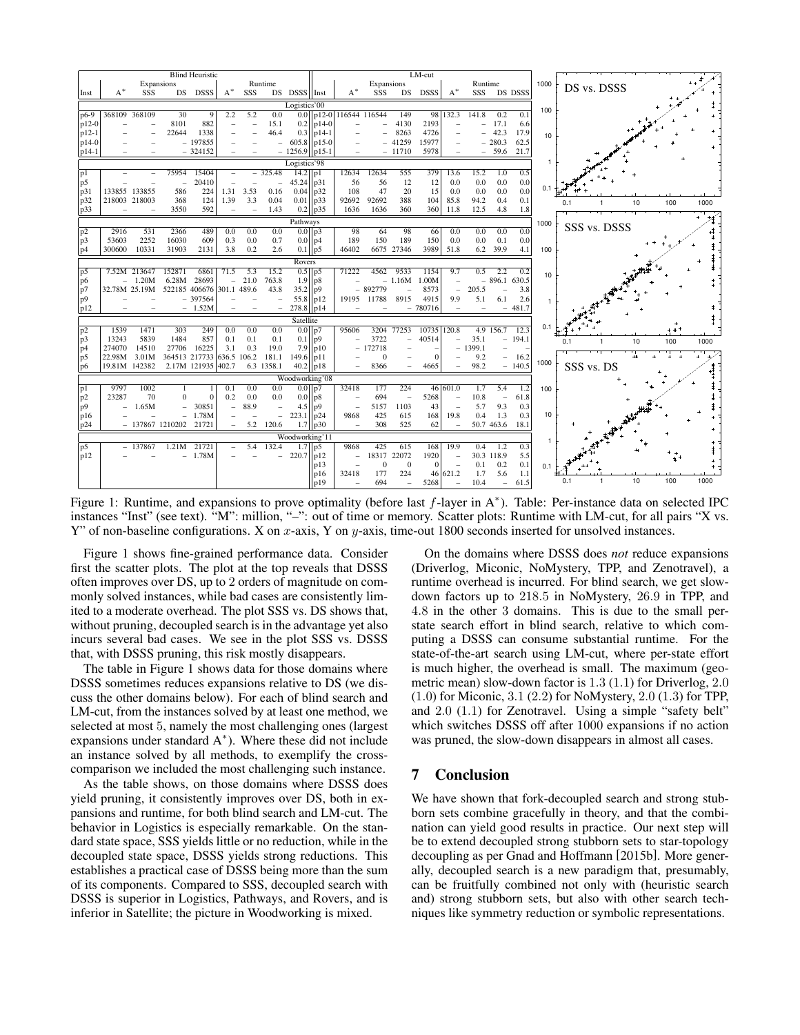| | Blind Heuristic | | | | | | | | | LM-cut | | | | | | | |
|---|---|---|---|---|---|---|---|---|---|---|---|---|---|---|---|---|---|
| | Expansions | | | | Runtime | | | | | Expansions | | | | Runtime | | | |
| Inst | $A^*$ | SSS | DS | DSSS | $A^*$ | SSS | DS | DSSS | Inst | $A^*$ | SSS | DS | DSSS | $A^*$ | SSS | DS | DSSS |
| **Logistics'00** | | | | | | | | | | | | | | | | | |
| p6-9 | 368109 | 368109 | 30 | 9 | 2.2 | 5.2 | 0.0 | 0.0 | p12-0 | 116544 | 116544 | 149 | 98 | 132.3 | 141.8 | 0.2 | 0.1 |
| p12-0 | – | – | 8101 | 882 | – | – | 15.1 | 0.2 | p14-0 | – | – | 4130 | 2193 | – | – | 17.1 | 6.6 |
| p12-1 | – | – | 22644 | 1338 | – | – | 46.4 | 0.3 | p14-1 | – | – | 8263 | 4726 | – | – | 42.3 | 17.9 |
| p14-0 | – | – | – | 197855 | – | – | – | 605.8 | p15-0 | – | – | 41259 | 15977 | – | – | 280.3 | 62.5 |
| p14-1 | – | – | – | 324152 | – | – | – | 1256.9 | p15-1 | – | – | 11710 | 5978 | – | – | 59.6 | 21.7 |
| **Logistics'98** | | | | | | | | | | | | | | | | | |
| p1 | – | – | 75954 | 15404 | – | – | 325.48 | 14.2 | p1 | 12634 | 12634 | 555 | 379 | 13.6 | 15.2 | 1.0 | 0.5 |
| p5 | – | – | – | 20410 | – | – | – | 45.24 | p31 | 56 | 56 | 12 | 12 | 0.0 | 0.0 | 0.0 | 0.0 |
| p31 | 133855 | 133855 | 586 | 224 | 1.31 | 3.53 | 0.16 | 0.04 | p32 | 108 | 47 | 20 | 15 | 0.0 | 0.0 | 0.0 | 0.0 |
| p32 | 218003 | 218003 | 368 | 124 | 1.39 | 3.3 | 0.04 | 0.01 | p33 | 92692 | 92692 | 388 | 104 | 85.8 | 94.2 | 0.4 | 0.1 |
| p33 | – | – | 3550 | 592 | – | – | 1.43 | 0.2 | p35 | 1636 | 1636 | 360 | 360 | 11.8 | 12.5 | 4.8 | 1.8 |
| **Pathways** | | | | | | | | | | | | | | | | | |
| p2 | 2916 | 531 | 2366 | 489 | 0.0 | 0.0 | 0.0 | 0.0 | p3 | 98 | 64 | 98 | 66 | 0.0 | 0.0 | 0.0 | 0.0 |
| p3 | 53603 | 2252 | 16030 | 609 | 0.3 | 0.0 | 0.7 | 0.0 | p4 | 189 | 150 | 189 | 150 | 0.0 | 0.0 | 0.1 | 0.0 |
| p4 | 300600 | 10331 | 31903 | 2131 | 3.8 | 0.2 | 2.6 | 0.1 | p5 | 46402 | 6675 | 27346 | 3989 | 51.8 | 6.2 | 39.9 | 4.1 |
| **Rovers** | | | | | | | | | | | | | | | | | |
| p5 | 7.52M | 213647 | 152871 | 6861 | 71.5 | 5.3 | 15.2 | 0.5 | p5 | 71222 | 4562 | 9533 | 1154 | 9.7 | 0.5 | 2.2 | 0.2 |
| p6 | – | 1.20M | 6.28M | 28693 | – | 21.0 | 763.8 | 1.9 | p8 | – | – | 1.16M | 1.00M | – | – | 896.1 | 630.5 |
| p7 | 32.78M | 25.19M | 522185 | 406676 | 301.1 | 489.6 | 43.8 | 35.2 | p9 | – | 892779 | – | 8573 | – | 205.5 | – | 3.8 |
| p9 | – | – | – | 397564 | – | – | – | 55.8 | p12 | 19195 | 11788 | 8915 | 4915 | 9.9 | 5.1 | 6.1 | 2.6 |
| p12 | – | – | – | 1.52M | – | – | – | 278.8 | p14 | – | – | – | 780716 | – | – | – | 481.7 |
| **Satellite** | | | | | | | | | | | | | | | | | |
| p2 | 1539 | 1471 | 303 | 249 | 0.0 | 0.0 | 0.0 | 0.0 | p7 | 95606 | 3204 | 77253 | 10735 | 120.8 | 4.9 | 156.7 | 12.3 |
| p3 | 13243 | 5839 | 1484 | 857 | 0.1 | 0.1 | 0.1 | 0.1 | p9 | – | 3722 | – | 40514 | – | 35.1 | – | 194.1 |
| p4 | 274070 | 14510 | 27706 | 16225 | 3.1 | 0.3 | 19.0 | 7.9 | p10 | – | 172718 | – | – | – | 1399.1 | – | – |
| p5 | 22.98M | 3.01M | 364513 | 217733 | 636.5 | 106.2 | 181.1 | 149.6 | p11 | – | 0 | – | 0 | – | 9.2 | – | 16.2 |
| p6 | 19.81M | 142382 | 2.17M | 121935 | 402.7 | 6.3 | 1358.1 | 40.2 | p18 | – | 8366 | – | 4665 | – | 98.2 | – | 140.5 |
| **Woodworking'08** | | | | | | | | | | | | | | | | | |
| p1 | 9797 | 1002 | 1 | 1 | 0.1 | 0.0 | 0.0 | 0.0 | p7 | 32418 | 177 | 224 | 46 | 601.0 | 1.7 | 5.4 | 1.2 |
| p2 | 23287 | 70 | 0 | 0 | 0.2 | 0.0 | 0.0 | 0.0 | p8 | – | 694 | – | 5268 | – | 10.8 | – | 61.8 |
| p9 | – | 1.65M | – | 30851 | – | 88.9 | – | 4.5 | p9 | – | 5157 | 1103 | 43 | – | 5.7 | 9.3 | 0.3 |
| p16 | – | – | – | 1.78M | – | – | – | 223.1 | p24 | 9868 | 425 | 615 | 168 | 19.8 | 0.4 | 1.3 | 0.3 |
| p24 | – | 137867 | 1210202 | 21721 | – | 5.2 | 120.6 | 1.7 | p30 | – | 308 | 525 | 62 | – | 50.7 | 463.6 | 18.1 |
| **Woodworking'11** | | | | | | | | | | | | | | | | | |
| p5 | – | 137867 | 1.21M | 21721 | – | 5.4 | 132.4 | 1.7 | p5 | 9868 | 425 | 615 | 168 | 19.9 | 0.4 | 1.2 | 0.3 |
| p12 | – | – | – | 1.78M | – | – | – | 220.7 | p12 | – | 18317 | 22072 | 1920 | – | 30.3 | 118.9 | 5.5 |
| | | | | | | | | | p13 | – | 0 | 0 | 0 | – | 0.1 | 0.2 | 0.1 |
| | | | | | | | | | p16 | 32418 | 177 | 224 | 46 | 621.2 | 1.7 | 5.6 | 1.1 |
| | | | | | | | | | p19 | – | 694 | – | 5268 | – | 10.4 | – | 61.5 |

Figure 1: Runtime, and expansions to prove optimality (before last $f$-layer in A$^*$). Table: Per-instance data on selected IPC instances "Inst" (see text). "M": million, "–": out of time or memory. Scatter plots: Runtime with LM-cut, for all pairs "X vs. Y" of non-baseline configurations. X on $x$-axis, Y on $y$-axis, time-out 1800 seconds inserted for unsolved instances.

Figure 1 shows fine-grained performance data. Consider first the scatter plots. The plot at the top reveals that DSSS often improves over DS, up to 2 orders of magnitude on commonly solved instances, while bad cases are consistently limited to a moderate overhead. The plot SSS vs. DS shows that, without pruning, decoupled search is in the advantage yet also incurs several bad cases. We see in the plot SSS vs. DSSS that, with DSSS pruning, this risk mostly disappears.

The table in Figure 1 shows data for those domains where DSSS sometimes reduces expansions relative to DS (we discuss the other domains below). For each of blind search and LM-cut, from the instances solved by at least one method, we selected at most 5, namely the most challenging ones (largest expansions under standard A$^*$). Where these did not include an instance solved by all methods, to exemplify the cross-comparison we included the most challenging such instance.

As the table shows, on those domains where DSSS does yield pruning, it consistently improves over DS, both in expansions and runtime, for both blind search and LM-cut. The behavior in Logistics is especially remarkable. On the standard state space, SSS yields little or no reduction, while in the decoupled state space, DSSS yields strong reductions. This establishes a practical case of DSSS being more than the sum of its components. Compared to SSS, decoupled search with DSSS is superior in Logistics, Pathways, and Rovers, and is inferior in Satellite; the picture in Woodworking is mixed.

On the domains where DSSS does *not* reduce expansions (Driverlog, Miconic, NoMystery, TPP, and Zenotravel), a runtime overhead is incurred. For blind search, we get slowdown factors up to $218.5$ in NoMystery, $26.9$ in TPP, and $4.8$ in the other 3 domains. This is due to the small per-state search effort in blind search, relative to which computing a DSSS can consume substantial runtime. For the state-of-the-art search using LM-cut, where per-state effort is much higher, the overhead is small. The maximum (geometric mean) slow-down factor is $1.3$ ($1.1$) for Driverlog, $2.0$ ($1.0$) for Miconic, $3.1$ ($2.2$) for NoMystery, $2.0$ ($1.3$) for TPP, and $2.0$ ($1.1$) for Zenotravel. Using a simple "safety belt" which switches DSSS off after $1000$ expansions if no action was pruned, the slow-down disappears in almost all cases.

## 7 Conclusion

We have shown that fork-decoupled search and strong stubborn sets combine gracefully in theory, and that the combination can yield good results in practice. Our next step will be to extend decoupled strong stubborn sets to star-topology decoupling as per Gnad and Hoffmann [2015b]. More generally, decoupled search is a new paradigm that, presumably, can be fruitfully combined not only with (heuristic search and) strong stubborn sets, but also with other search techniques like symmetry reduction or symbolic representations.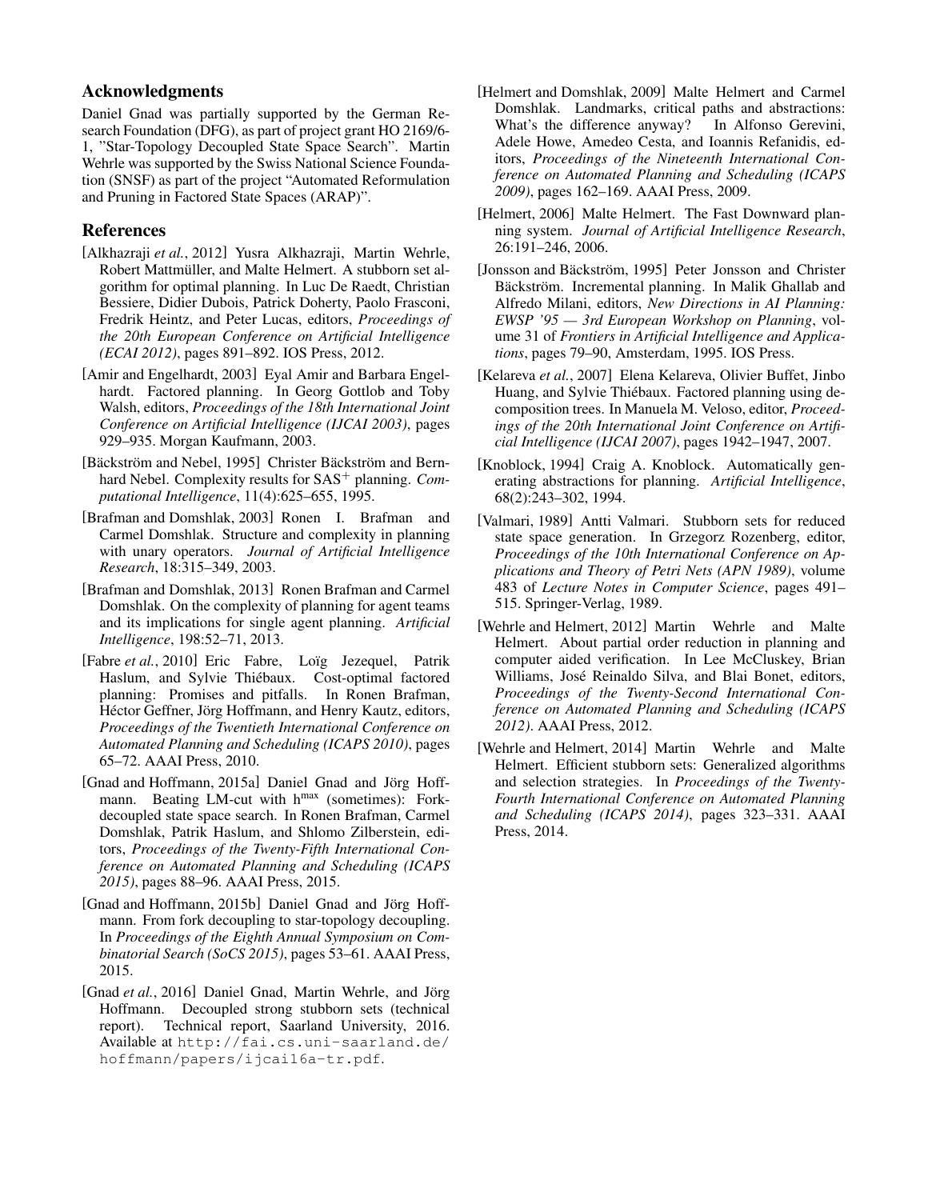## Acknowledgments

Daniel Gnad was partially supported by the German Research Foundation (DFG), as part of project grant HO 2169/6-1, "Star-Topology Decoupled State Space Search". Martin Wehrle was supported by the Swiss National Science Foundation (SNSF) as part of the project "Automated Reformulation and Pruning in Factored State Spaces (ARAP)".

## References

[Alkhazraji *et al.*, 2012] Yusra Alkhazraji, Martin Wehrle, Robert Mattmüller, and Malte Helmert. A stubborn set algorithm for optimal planning. In Luc De Raedt, Christian Bessiere, Didier Dubois, Patrick Doherty, Paolo Frasconi, Fredrik Heintz, and Peter Lucas, editors, *Proceedings of the 20th European Conference on Artificial Intelligence (ECAI 2012)*, pages 891–892. IOS Press, 2012.

[Amir and Engelhardt, 2003] Eyal Amir and Barbara Engelhardt. Factored planning. In Georg Gottlob and Toby Walsh, editors, *Proceedings of the 18th International Joint Conference on Artificial Intelligence (IJCAI 2003)*, pages 929–935. Morgan Kaufmann, 2003.

[Bäckström and Nebel, 1995] Christer Bäckström and Bernhard Nebel. Complexity results for $SAS^+$ planning. *Computational Intelligence*, 11(4):625–655, 1995.

[Brafman and Domshlak, 2003] Ronen I. Brafman and Carmel Domshlak. Structure and complexity in planning with unary operators. *Journal of Artificial Intelligence Research*, 18:315–349, 2003.

[Brafman and Domshlak, 2013] Ronen Brafman and Carmel Domshlak. On the complexity of planning for agent teams and its implications for single agent planning. *Artificial Intelligence*, 198:52–71, 2013.

[Fabre *et al.*, 2010] Eric Fabre, Loïg Jezequel, Patrik Haslum, and Sylvie Thiébaux. Cost-optimal factored planning: Promises and pitfalls. In Ronen Brafman, Héctor Geffner, Jörg Hoffmann, and Henry Kautz, editors, *Proceedings of the Twentieth International Conference on Automated Planning and Scheduling (ICAPS 2010)*, pages 65–72. AAAI Press, 2010.

[Gnad and Hoffmann, 2015a] Daniel Gnad and Jörg Hoffmann. Beating LM-cut with $h^{max}$ (sometimes): Fork-decoupled state space search. In Ronen Brafman, Carmel Domshlak, Patrik Haslum, and Shlomo Zilberstein, editors, *Proceedings of the Twenty-Fifth International Conference on Automated Planning and Scheduling (ICAPS 2015)*, pages 88–96. AAAI Press, 2015.

[Gnad and Hoffmann, 2015b] Daniel Gnad and Jörg Hoffmann. From fork decoupling to star-topology decoupling. In *Proceedings of the Eighth Annual Symposium on Combinatorial Search (SoCS 2015)*, pages 53–61. AAAI Press, 2015.

[Gnad *et al.*, 2016] Daniel Gnad, Martin Wehrle, and Jörg Hoffmann. Decoupled strong stubborn sets (technical report). Technical report, Saarland University, 2016. Available at `http://fai.cs.uni-saarland.de/hoffmann/papers/ijcai16a-tr.pdf`.

[Helmert and Domshlak, 2009] Malte Helmert and Carmel Domshlak. Landmarks, critical paths and abstractions: What's the difference anyway? In Alfonso Gerevini, Adele Howe, Amedeo Cesta, and Ioannis Refanidis, editors, *Proceedings of the Nineteenth International Conference on Automated Planning and Scheduling (ICAPS 2009)*, pages 162–169. AAAI Press, 2009.

[Helmert, 2006] Malte Helmert. The Fast Downward planning system. *Journal of Artificial Intelligence Research*, 26:191–246, 2006.

[Jonsson and Bäckström, 1995] Peter Jonsson and Christer Bäckström. Incremental planning. In Malik Ghallab and Alfredo Milani, editors, *New Directions in AI Planning: EWSP '95 — 3rd European Workshop on Planning*, volume 31 of *Frontiers in Artificial Intelligence and Applications*, pages 79–90, Amsterdam, 1995. IOS Press.

[Kelareva *et al.*, 2007] Elena Kelareva, Olivier Buffet, Jinbo Huang, and Sylvie Thiébaux. Factored planning using decomposition trees. In Manuela M. Veloso, editor, *Proceedings of the 20th International Joint Conference on Artificial Intelligence (IJCAI 2007)*, pages 1942–1947, 2007.

[Knoblock, 1994] Craig A. Knoblock. Automatically generating abstractions for planning. *Artificial Intelligence*, 68(2):243–302, 1994.

[Valmari, 1989] Antti Valmari. Stubborn sets for reduced state space generation. In Grzegorz Rozenberg, editor, *Proceedings of the 10th International Conference on Applications and Theory of Petri Nets (APN 1989)*, volume 483 of *Lecture Notes in Computer Science*, pages 491–515. Springer-Verlag, 1989.

[Wehrle and Helmert, 2012] Martin Wehrle and Malte Helmert. About partial order reduction in planning and computer aided verification. In Lee McCluskey, Brian Williams, José Reinaldo Silva, and Blai Bonet, editors, *Proceedings of the Twenty-Second International Conference on Automated Planning and Scheduling (ICAPS 2012)*. AAAI Press, 2012.

[Wehrle and Helmert, 2014] Martin Wehrle and Malte Helmert. Efficient stubborn sets: Generalized algorithms and selection strategies. In *Proceedings of the Twenty-Fourth International Conference on Automated Planning and Scheduling (ICAPS 2014)*, pages 323–331. AAAI Press, 2014.